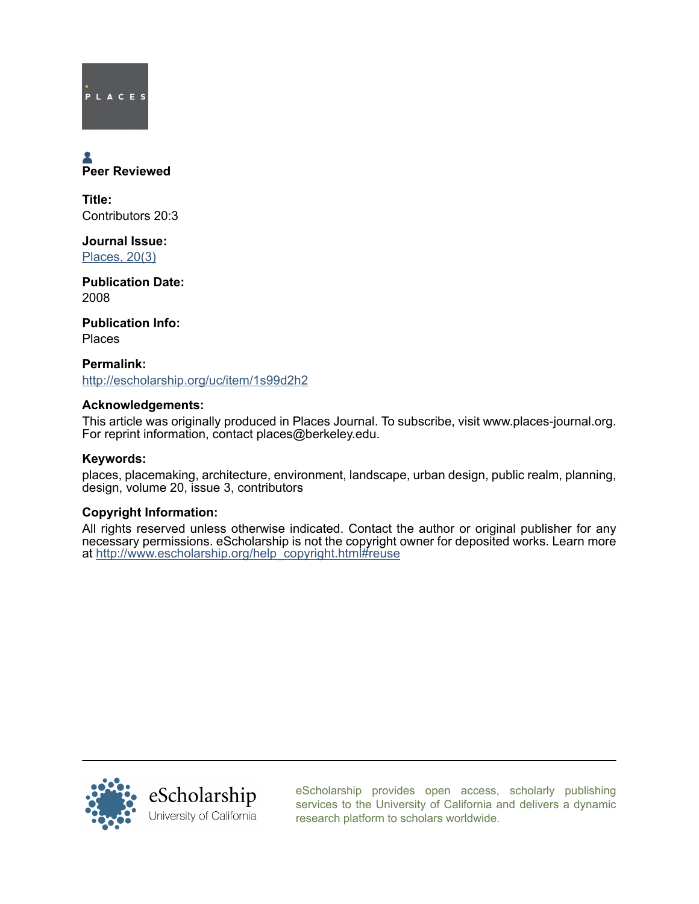PLACES

**Peer Reviewed**

**Title:**
Contributors 20:3

**Journal Issue:**
[Places, 20(3)](#)

**Publication Date:**
2008

**Publication Info:**
Places

**Permalink:**
http://escholarship.org/uc/item/1s99d2h2

**Acknowledgements:**
This article was originally produced in Places Journal. To subscribe, visit www.places-journal.org. For reprint information, contact places@berkeley.edu.

**Keywords:**
places, placemaking, architecture, environment, landscape, urban design, public realm, planning, design, volume 20, issue 3, contributors

**Copyright Information:**
All rights reserved unless otherwise indicated. Contact the author or original publisher for any necessary permissions. eScholarship is not the copyright owner for deposited works. Learn more at http://www.escholarship.org/help_copyright.html#reuse

eScholarship
University of California

eScholarship provides open access, scholarly publishing services to the University of California and delivers a dynamic research platform to scholars worldwide.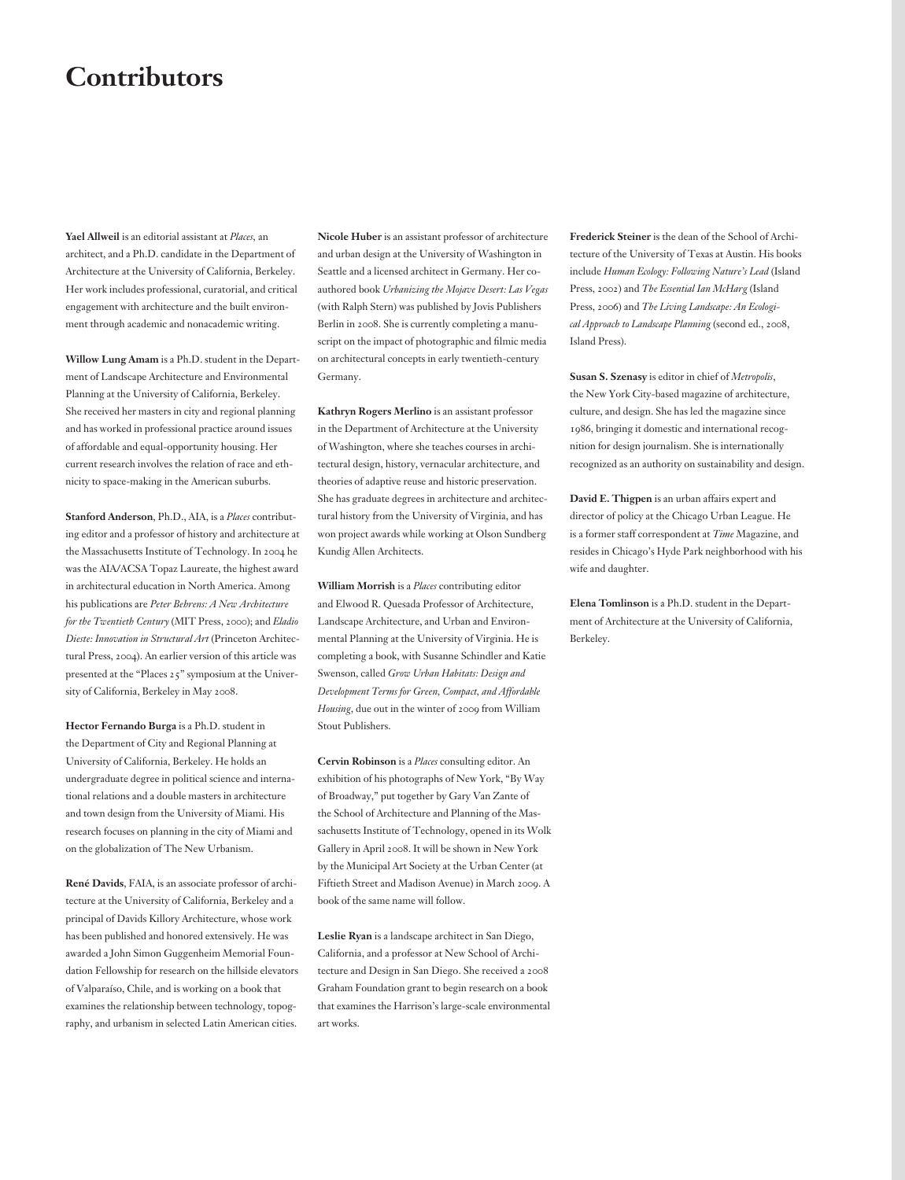# Contributors

**Yael Allweil** is an editorial assistant at *Places*, an architect, and a Ph.D. candidate in the Department of Architecture at the University of California, Berkeley. Her work includes professional, curatorial, and critical engagement with architecture and the built environment through academic and nonacademic writing.

**Willow Lung Amam** is a Ph.D. student in the Department of Landscape Architecture and Environmental Planning at the University of California, Berkeley. She received her masters in city and regional planning and has worked in professional practice around issues of affordable and equal-opportunity housing. Her current research involves the relation of race and ethnicity to space-making in the American suburbs.

**Stanford Anderson**, Ph.D., AIA, is a *Places* contributing editor and a professor of history and architecture at the Massachusetts Institute of Technology. In 2004 he was the AIA/ACSA Topaz Laureate, the highest award in architectural education in North America. Among his publications are *Peter Behrens: A New Architecture for the Twentieth Century* (MIT Press, 2000); and *Eladio Dieste: Innovation in Structural Art* (Princeton Architectural Press, 2004). An earlier version of this article was presented at the "Places 25" symposium at the University of California, Berkeley in May 2008.

**Hector Fernando Burga** is a Ph.D. student in the Department of City and Regional Planning at University of California, Berkeley. He holds an undergraduate degree in political science and international relations and a double masters in architecture and town design from the University of Miami. His research focuses on planning in the city of Miami and on the globalization of The New Urbanism.

**René Davids**, FAIA, is an associate professor of architecture at the University of California, Berkeley and a principal of Davids Killory Architecture, whose work has been published and honored extensively. He was awarded a John Simon Guggenheim Memorial Foundation Fellowship for research on the hillside elevators of Valparaíso, Chile, and is working on a book that examines the relationship between technology, topography, and urbanism in selected Latin American cities.

**Nicole Huber** is an assistant professor of architecture and urban design at the University of Washington in Seattle and a licensed architect in Germany. Her co-authored book *Urbanizing the Mojave Desert: Las Vegas* (with Ralph Stern) was published by Jovis Publishers Berlin in 2008. She is currently completing a manuscript on the impact of photographic and filmic media on architectural concepts in early twentieth-century Germany.

**Kathryn Rogers Merlino** is an assistant professor in the Department of Architecture at the University of Washington, where she teaches courses in architectural design, history, vernacular architecture, and theories of adaptive reuse and historic preservation. She has graduate degrees in architecture and architectural history from the University of Virginia, and has won project awards while working at Olson Sundberg Kundig Allen Architects.

**William Morrish** is a *Places* contributing editor and Elwood R. Quesada Professor of Architecture, Landscape Architecture, and Urban and Environmental Planning at the University of Virginia. He is completing a book, with Susanne Schindler and Katie Swenson, called *Grow Urban Habitats: Design and Development Terms for Green, Compact, and Affordable Housing*, due out in the winter of 2009 from William Stout Publishers.

**Cervin Robinson** is a *Places* consulting editor. An exhibition of his photographs of New York, "By Way of Broadway," put together by Gary Van Zante of the School of Architecture and Planning of the Massachusetts Institute of Technology, opened in its Wolk Gallery in April 2008. It will be shown in New York by the Municipal Art Society at the Urban Center (at Fiftieth Street and Madison Avenue) in March 2009. A book of the same name will follow.

**Leslie Ryan** is a landscape architect in San Diego, California, and a professor at New School of Architecture and Design in San Diego. She received a 2008 Graham Foundation grant to begin research on a book that examines the Harrison's large-scale environmental art works.

**Frederick Steiner** is the dean of the School of Architecture of the University of Texas at Austin. His books include *Human Ecology: Following Nature's Lead* (Island Press, 2002) and *The Essential Ian McHarg* (Island Press, 2006) and *The Living Landscape: An Ecological Approach to Landscape Planning* (second ed., 2008, Island Press).

**Susan S. Szenasy** is editor in chief of *Metropolis*, the New York City-based magazine of architecture, culture, and design. She has led the magazine since 1986, bringing it domestic and international recognition for design journalism. She is internationally recognized as an authority on sustainability and design.

**David E. Thigpen** is an urban affairs expert and director of policy at the Chicago Urban League. He is a former staff correspondent at *Time* Magazine, and resides in Chicago's Hyde Park neighborhood with his wife and daughter.

**Elena Tomlinson** is a Ph.D. student in the Department of Architecture at the University of California, Berkeley.